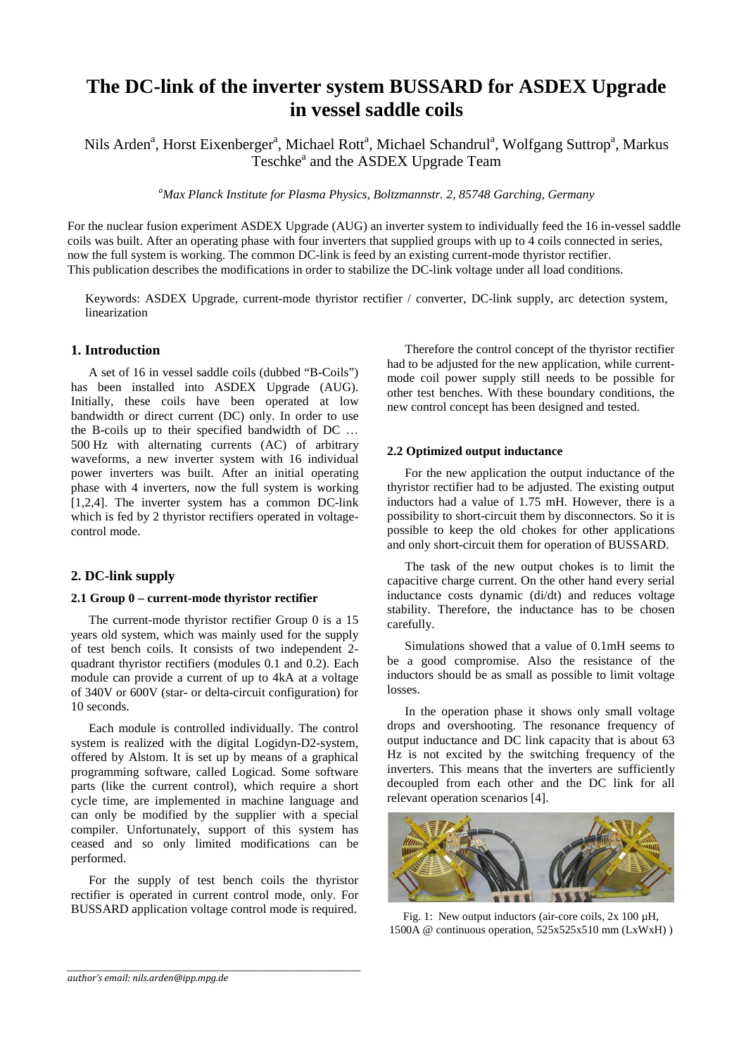# The DC-link of the inverter system BUSSARD for ASDEX Upgrade in vessel saddle coils

Nils Arden[a], Horst Eixenberger[a], Michael Rott[a], Michael Schandrul[a], Wolfgang Suttrop[a], Markus Teschke[a] and the ASDEX Upgrade Team

*[a]Max Planck Institute for Plasma Physics, Boltzmannstr. 2, 85748 Garching, Germany*

For the nuclear fusion experiment ASDEX Upgrade (AUG) an inverter system to individually feed the 16 in-vessel saddle coils was built. After an operating phase with four inverters that supplied groups with up to 4 coils connected in series, now the full system is working. The common DC-link is feed by an existing current-mode thyristor rectifier. This publication describes the modifications in order to stabilize the DC-link voltage under all load conditions.

Keywords: ASDEX Upgrade, current-mode thyristor rectifier / converter, DC-link supply, arc detection system, linearization

## 1. Introduction

A set of 16 in vessel saddle coils (dubbed "B-Coils") has been installed into ASDEX Upgrade (AUG). Initially, these coils have been operated at low bandwidth or direct current (DC) only. In order to use the B-coils up to their specified bandwidth of DC … 500 Hz with alternating currents (AC) of arbitrary waveforms, a new inverter system with 16 individual power inverters was built. After an initial operating phase with 4 inverters, now the full system is working [1,2,4]. The inverter system has a common DC-link which is fed by 2 thyristor rectifiers operated in voltage-control mode.

## 2. DC-link supply

### 2.1 Group 0 – current-mode thyristor rectifier

The current-mode thyristor rectifier Group 0 is a 15 years old system, which was mainly used for the supply of test bench coils. It consists of two independent 2-quadrant thyristor rectifiers (modules 0.1 and 0.2). Each module can provide a current of up to 4kA at a voltage of 340V or 600V (star- or delta-circuit configuration) for 10 seconds.

Each module is controlled individually. The control system is realized with the digital Logidyn-D2-system, offered by Alstom. It is set up by means of a graphical programming software, called Logicad. Some software parts (like the current control), which require a short cycle time, are implemented in machine language and can only be modified by the supplier with a special compiler. Unfortunately, support of this system has ceased and so only limited modifications can be performed.

For the supply of test bench coils the thyristor rectifier is operated in current control mode, only. For BUSSARD application voltage control mode is required.

Therefore the control concept of the thyristor rectifier had to be adjusted for the new application, while current-mode coil power supply still needs to be possible for other test benches. With these boundary conditions, the new control concept has been designed and tested.

### 2.2 Optimized output inductance

For the new application the output inductance of the thyristor rectifier had to be adjusted. The existing output inductors had a value of 1.75 mH. However, there is a possibility to short-circuit them by disconnectors. So it is possible to keep the old chokes for other applications and only short-circuit them for operation of BUSSARD.

The task of the new output chokes is to limit the capacitive charge current. On the other hand every serial inductance costs dynamic (di/dt) and reduces voltage stability. Therefore, the inductance has to be chosen carefully.

Simulations showed that a value of 0.1mH seems to be a good compromise. Also the resistance of the inductors should be as small as possible to limit voltage losses.

In the operation phase it shows only small voltage drops and overshooting. The resonance frequency of output inductance and DC link capacity that is about 63 Hz is not excited by the switching frequency of the inverters. This means that the inverters are sufficiently decoupled from each other and the DC link for all relevant operation scenarios [4].

Fig. 1: New output inductors (air-core coils, 2x 100 µH, 1500A @ continuous operation, 525x525x510 mm (LxWxH) )

author's email: nils.arden@ipp.mpg.de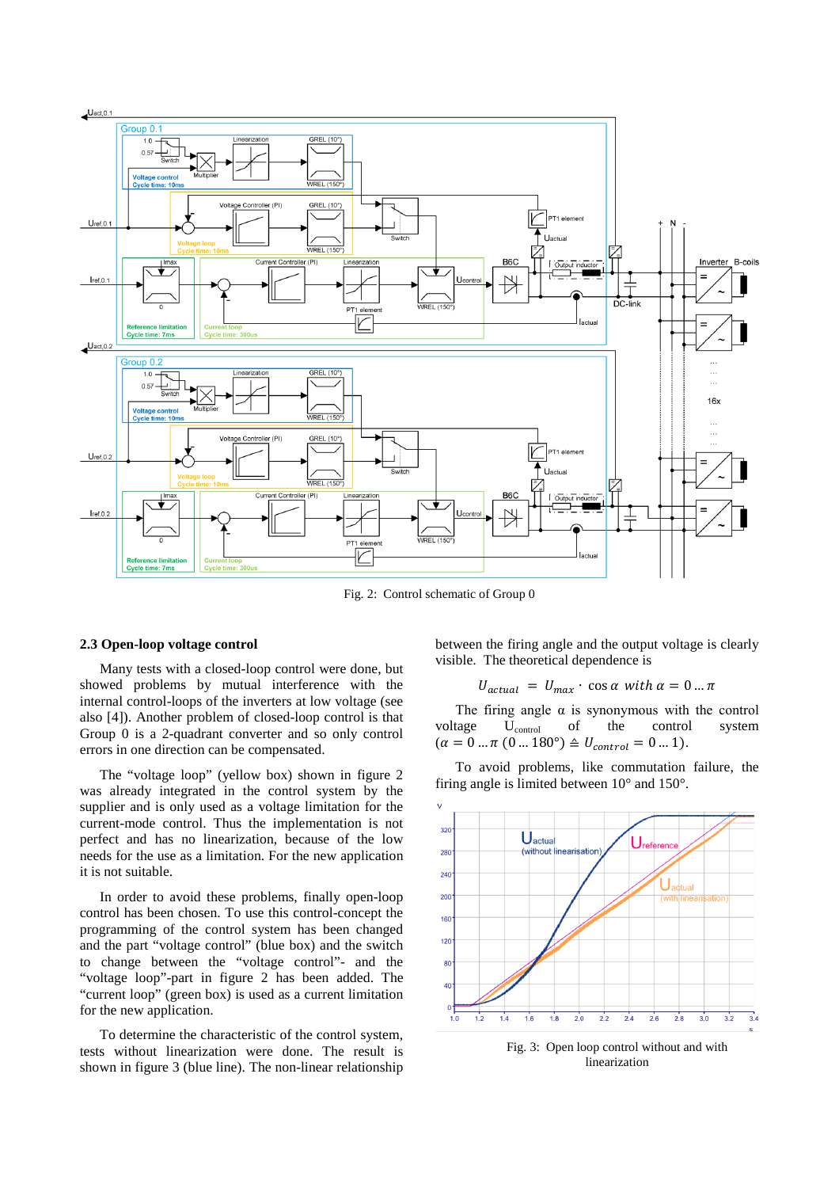Fig. 2: Control schematic of Group 0

## 2.3 Open-loop voltage control

Many tests with a closed-loop control were done, but showed problems by mutual interference with the internal control-loops of the inverters at low voltage (see also [4]). Another problem of closed-loop control is that Group 0 is a 2-quadrant converter and so only control errors in one direction can be compensated.

The "voltage loop" (yellow box) shown in figure 2 was already integrated in the control system by the supplier and is only used as a voltage limitation for the current-mode control. Thus the implementation is not perfect and has no linearization, because of the low needs for the use as a limitation. For the new application it is not suitable.

In order to avoid these problems, finally open-loop control has been chosen. To use this control-concept the programming of the control system has been changed and the part "voltage control" (blue box) and the switch to change between the "voltage control"- and the "voltage loop"-part in figure 2 has been added. The "current loop" (green box) is used as a current limitation for the new application.

To determine the characteristic of the control system, tests without linearization were done. The result is shown in figure 3 (blue line). The non-linear relationship between the firing angle and the output voltage is clearly visible. The theoretical dependence is

$$U_{actual} = U_{max} \cdot \cos\alpha \;\; with \; \alpha = 0 \ldots \pi$$

The firing angle α is synonymous with the control voltage $U_{control}$ of the control system ($\alpha = 0 \ldots \pi$ ($0 \ldots 180°$) $\triangleq U_{control} = 0 \ldots 1$).

To avoid problems, like commutation failure, the firing angle is limited between 10° and 150°.

Fig. 3: Open loop control without and with linearization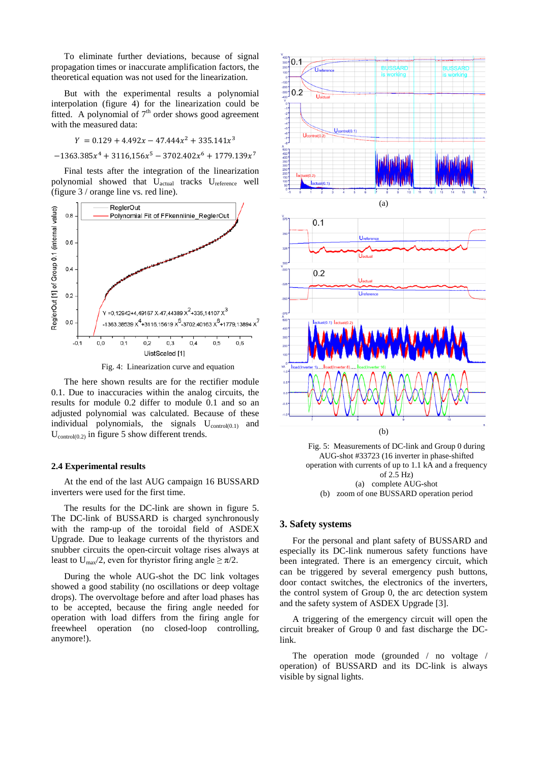To eliminate further deviations, because of signal propagation times or inaccurate amplification factors, the theoretical equation was not used for the linearization.

But with the experimental results a polynomial interpolation (figure 4) for the linearization could be fitted. A polynomial of 7[th] order shows good agreement with the measured data:

$$Y = 0.129 + 4.492x - 47.444x^2 + 335.141x^3$$

$$-1363.385x^4 + 3116{,}156x^5 - 3702.402x^6 + 1779.139x^7$$

Final tests after the integration of the linearization polynomial showed that $U_{actual}$ tracks $U_{reference}$ well (figure 3 / orange line vs. red line).

Fig. 4: Linearization curve and equation

The here shown results are for the rectifier module 0.1. Due to inaccuracies within the analog circuits, the results for module 0.2 differ to module 0.1 and so an adjusted polynomial was calculated. Because of these individual polynomials, the signals $U_{control(0.1)}$ and $U_{control(0.2)}$ in figure 5 show different trends.

### 2.4 Experimental results

At the end of the last AUG campaign 16 BUSSARD inverters were used for the first time.

The results for the DC-link are shown in figure 5. The DC-link of BUSSARD is charged synchronously with the ramp-up of the toroidal field of ASDEX Upgrade. Due to leakage currents of the thyristors and snubber circuits the open-circuit voltage rises always at least to $U_{max}/2$, even for thyristor firing angle $\geq \pi/2$.

During the whole AUG-shot the DC link voltages showed a good stability (no oscillations or deep voltage drops). The overvoltage before and after load phases has to be accepted, because the firing angle needed for operation with load differs from the firing angle for freewheel operation (no closed-loop controlling, anymore!).

(a)

(b)

Fig. 5: Measurements of DC-link and Group 0 during AUG-shot #33723 (16 inverter in phase-shifted operation with currents of up to 1.1 kA and a frequency of 2.5 Hz)
(a) complete AUG-shot
(b) zoom of one BUSSARD operation period

## 3. Safety systems

For the personal and plant safety of BUSSARD and especially its DC-link numerous safety functions have been integrated. There is an emergency circuit, which can be triggered by several emergency push buttons, door contact switches, the electronics of the inverters, the control system of Group 0, the arc detection system and the safety system of ASDEX Upgrade [3].

A triggering of the emergency circuit will open the circuit breaker of Group 0 and fast discharge the DC-link.

The operation mode (grounded / no voltage / operation) of BUSSARD and its DC-link is always visible by signal lights.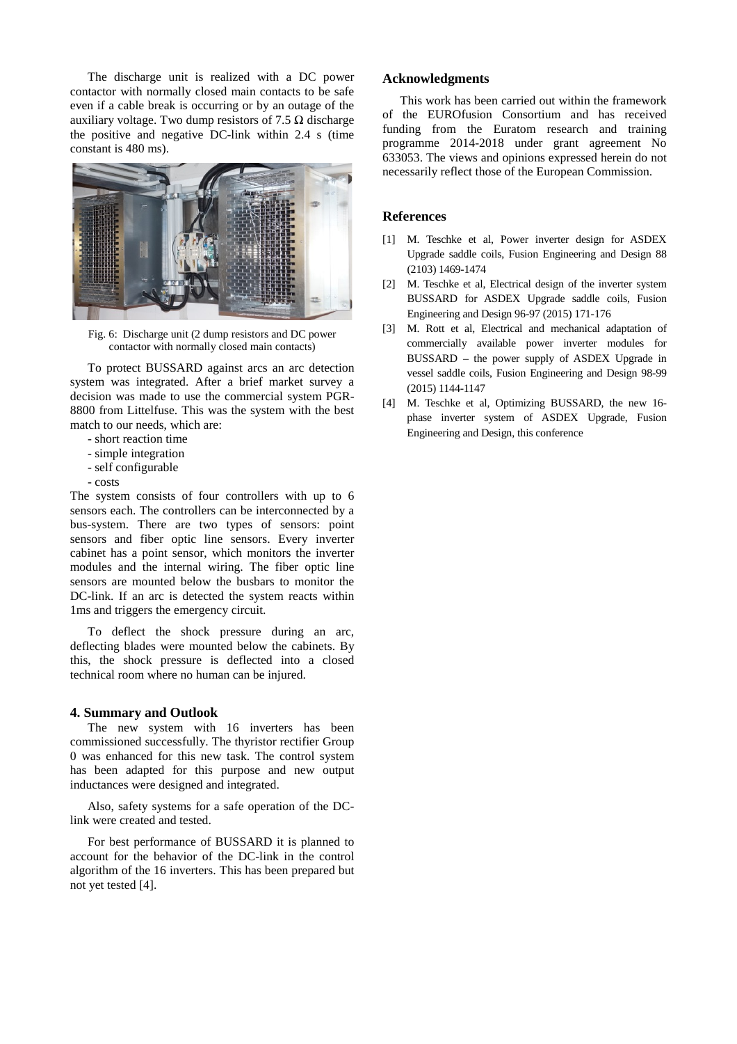The discharge unit is realized with a DC power contactor with normally closed main contacts to be safe even if a cable break is occurring or by an outage of the auxiliary voltage. Two dump resistors of 7.5 Ω discharge the positive and negative DC-link within 2.4 s (time constant is 480 ms).

Fig. 6: Discharge unit (2 dump resistors and DC power contactor with normally closed main contacts)

To protect BUSSARD against arcs an arc detection system was integrated. After a brief market survey a decision was made to use the commercial system PGR-8800 from Littelfuse. This was the system with the best match to our needs, which are:

- short reaction time
- simple integration
- self configurable
- costs

The system consists of four controllers with up to 6 sensors each. The controllers can be interconnected by a bus-system. There are two types of sensors: point sensors and fiber optic line sensors. Every inverter cabinet has a point sensor, which monitors the inverter modules and the internal wiring. The fiber optic line sensors are mounted below the busbars to monitor the DC-link. If an arc is detected the system reacts within 1ms and triggers the emergency circuit.

To deflect the shock pressure during an arc, deflecting blades were mounted below the cabinets. By this, the shock pressure is deflected into a closed technical room where no human can be injured.

## 4. Summary and Outlook

The new system with 16 inverters has been commissioned successfully. The thyristor rectifier Group 0 was enhanced for this new task. The control system has been adapted for this purpose and new output inductances were designed and integrated.

Also, safety systems for a safe operation of the DC-link were created and tested.

For best performance of BUSSARD it is planned to account for the behavior of the DC-link in the control algorithm of the 16 inverters. This has been prepared but not yet tested [4].

## Acknowledgments

This work has been carried out within the framework of the EUROfusion Consortium and has received funding from the Euratom research and training programme 2014-2018 under grant agreement No 633053. The views and opinions expressed herein do not necessarily reflect those of the European Commission.

## References

[1] M. Teschke et al, Power inverter design for ASDEX Upgrade saddle coils, Fusion Engineering and Design 88 (2103) 1469-1474

[2] M. Teschke et al, Electrical design of the inverter system BUSSARD for ASDEX Upgrade saddle coils, Fusion Engineering and Design 96-97 (2015) 171-176

[3] M. Rott et al, Electrical and mechanical adaptation of commercially available power inverter modules for BUSSARD – the power supply of ASDEX Upgrade in vessel saddle coils, Fusion Engineering and Design 98-99 (2015) 1144-1147

[4] M. Teschke et al, Optimizing BUSSARD, the new 16-phase inverter system of ASDEX Upgrade, Fusion Engineering and Design, this conference